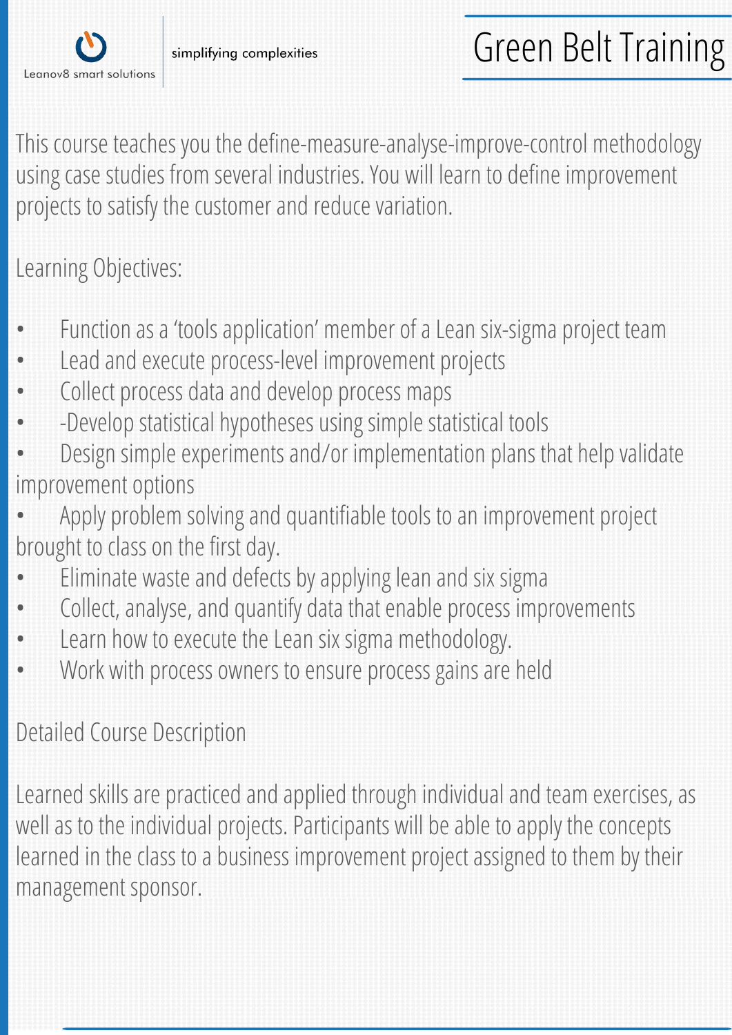Leanov8 smart solutions

simplifying complexities

# Green Belt Training

This course teaches you the define-measure-analyse-improve-control methodology using case studies from several industries. You will learn to define improvement projects to satisfy the customer and reduce variation.

Learning Objectives:

- Function as a 'tools application' member of a Lean six-sigma project team
- Lead and execute process-level improvement projects
- Collect process data and develop process maps
- -Develop statistical hypotheses using simple statistical tools
- Design simple experiments and/or implementation plans that help validate improvement options
- Apply problem solving and quantifiable tools to an improvement project brought to class on the first day.
- Eliminate waste and defects by applying lean and six sigma
- Collect, analyse, and quantify data that enable process improvements
- Learn how to execute the Lean six sigma methodology.
- Work with process owners to ensure process gains are held

Detailed Course Description

Learned skills are practiced and applied through individual and team exercises, as well as to the individual projects. Participants will be able to apply the concepts learned in the class to a business improvement project assigned to them by their management sponsor.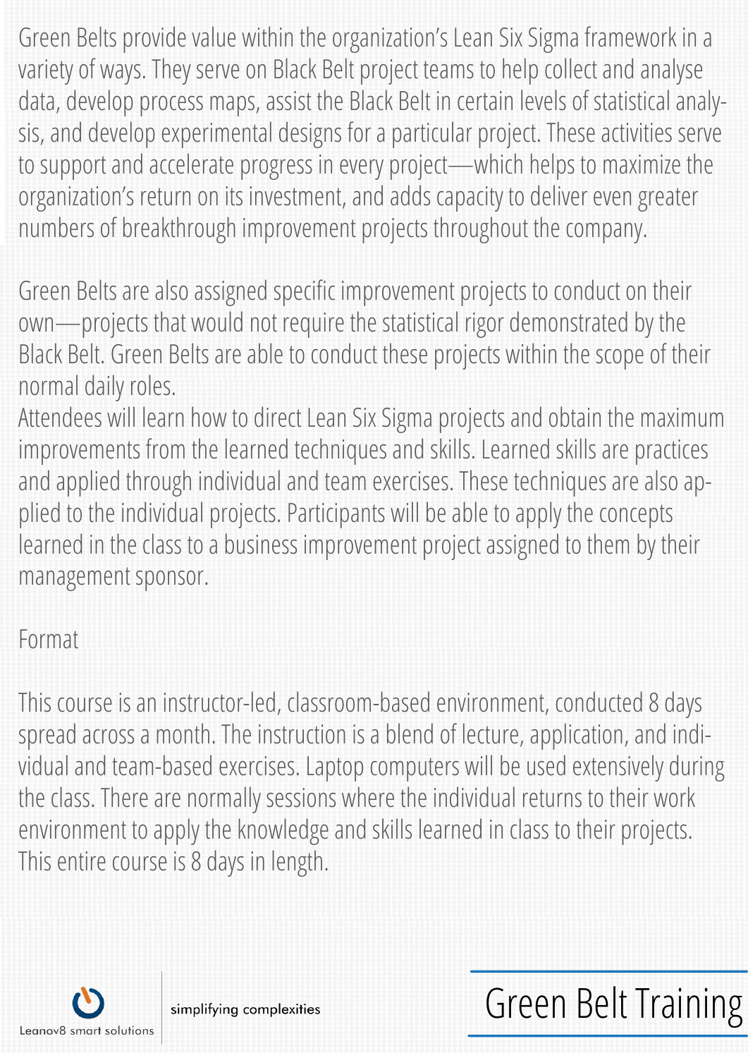Green Belts provide value within the organization's Lean Six Sigma framework in a variety of ways. They serve on Black Belt project teams to help collect and analyse data, develop process maps, assist the Black Belt in certain levels of statistical analysis, and develop experimental designs for a particular project. These activities serve to support and accelerate progress in every project—which helps to maximize the organization's return on its investment, and adds capacity to deliver even greater numbers of breakthrough improvement projects throughout the company.

Green Belts are also assigned specific improvement projects to conduct on their own—projects that would not require the statistical rigor demonstrated by the Black Belt. Green Belts are able to conduct these projects within the scope of their normal daily roles.
Attendees will learn how to direct Lean Six Sigma projects and obtain the maximum improvements from the learned techniques and skills. Learned skills are practices and applied through individual and team exercises. These techniques are also applied to the individual projects. Participants will be able to apply the concepts learned in the class to a business improvement project assigned to them by their management sponsor.

## Format

This course is an instructor-led, classroom-based environment, conducted 8 days spread across a month. The instruction is a blend of lecture, application, and individual and team-based exercises. Laptop computers will be used extensively during the class. There are normally sessions where the individual returns to their work environment to apply the knowledge and skills learned in class to their projects. This entire course is 8 days in length.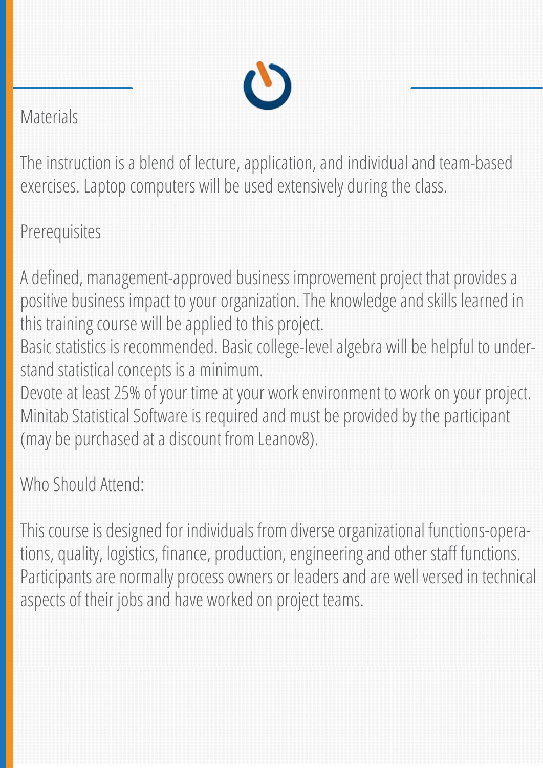## Materials

The instruction is a blend of lecture, application, and individual and team-based exercises. Laptop computers will be used extensively during the class.

## Prerequisites

A defined, management-approved business improvement project that provides a positive business impact to your organization. The knowledge and skills learned in this training course will be applied to this project.
Basic statistics is recommended. Basic college-level algebra will be helpful to understand statistical concepts is a minimum.
Devote at least 25% of your time at your work environment to work on your project.
Minitab Statistical Software is required and must be provided by the participant (may be purchased at a discount from Leanov8).

## Who Should Attend:

This course is designed for individuals from diverse organizational functions-operations, quality, logistics, finance, production, engineering and other staff functions. Participants are normally process owners or leaders and are well versed in technical aspects of their jobs and have worked on project teams.